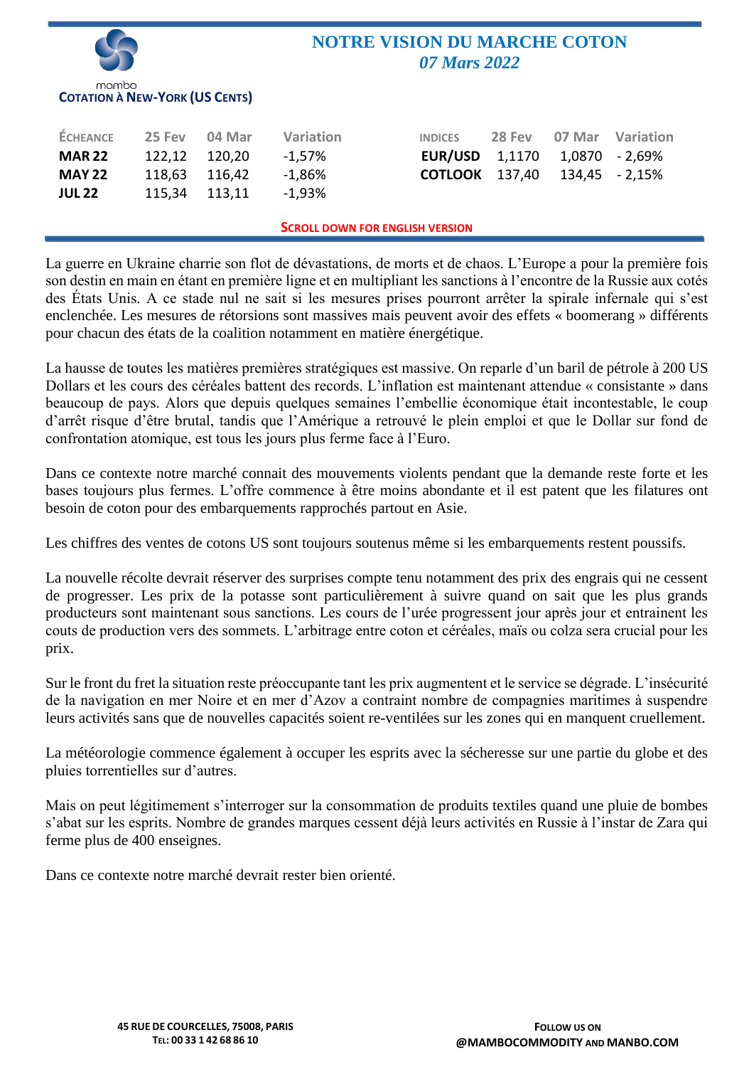mambo

# NOTRE VISION DU MARCHE COTON

*07 Mars 2022*

**COTATION À NEW-YORK (US CENTS)**

| ÉCHEANCE | 25 Fev | 04 Mar | Variation |
|---|---|---|---|
| **MAR 22** | 122,12 | 120,20 | -1,57% |
| **MAY 22** | 118,63 | 116,42 | -1,86% |
| **JUL 22** | 115,34 | 113,11 | -1,93% |

| INDICES | 28 Fev | 07 Mar | Variation |
|---|---|---|---|
| **EUR/USD** | 1,1170 | 1,0870 | - 2,69% |
| **COTLOOK** | 137,40 | 134,45 | - 2,15% |

**SCROLL DOWN FOR ENGLISH VERSION**

La guerre en Ukraine charrie son flot de dévastations, de morts et de chaos. L'Europe a pour la première fois son destin en main en étant en première ligne et en multipliant les sanctions à l'encontre de la Russie aux cotés des États Unis. A ce stade nul ne sait si les mesures prises pourront arrêter la spirale infernale qui s'est enclenchée. Les mesures de rétorsions sont massives mais peuvent avoir des effets « boomerang » différents pour chacun des états de la coalition notamment en matière énergétique.

La hausse de toutes les matières premières stratégiques est massive. On reparle d'un baril de pétrole à 200 US Dollars et les cours des céréales battent des records. L'inflation est maintenant attendue « consistante » dans beaucoup de pays. Alors que depuis quelques semaines l'embellie économique était incontestable, le coup d'arrêt risque d'être brutal, tandis que l'Amérique a retrouvé le plein emploi et que le Dollar sur fond de confrontation atomique, est tous les jours plus ferme face à l'Euro.

Dans ce contexte notre marché connait des mouvements violents pendant que la demande reste forte et les bases toujours plus fermes. L'offre commence à être moins abondante et il est patent que les filatures ont besoin de coton pour des embarquements rapprochés partout en Asie.

Les chiffres des ventes de cotons US sont toujours soutenus même si les embarquements restent poussifs.

La nouvelle récolte devrait réserver des surprises compte tenu notamment des prix des engrais qui ne cessent de progresser. Les prix de la potasse sont particulièrement à suivre quand on sait que les plus grands producteurs sont maintenant sous sanctions. Les cours de l'urée progressent jour après jour et entrainent les couts de production vers des sommets. L'arbitrage entre coton et céréales, maïs ou colza sera crucial pour les prix.

Sur le front du fret la situation reste préoccupante tant les prix augmentent et le service se dégrade. L'insécurité de la navigation en mer Noire et en mer d'Azov a contraint nombre de compagnies maritimes à suspendre leurs activités sans que de nouvelles capacités soient re-ventilées sur les zones qui en manquent cruellement.

La météorologie commence également à occuper les esprits avec la sécheresse sur une partie du globe et des pluies torrentielles sur d'autres.

Mais on peut légitimement s'interroger sur la consommation de produits textiles quand une pluie de bombes s'abat sur les esprits. Nombre de grandes marques cessent déjà leurs activités en Russie à l'instar de Zara qui ferme plus de 400 enseignes.

Dans ce contexte notre marché devrait rester bien orienté.

**45 RUE DE COURCELLES, 75008, PARIS**
**TEL: 00 33 1 42 68 86 10**

**FOLLOW US ON**
**@MAMBOCOMMODITY AND MANBO.COM**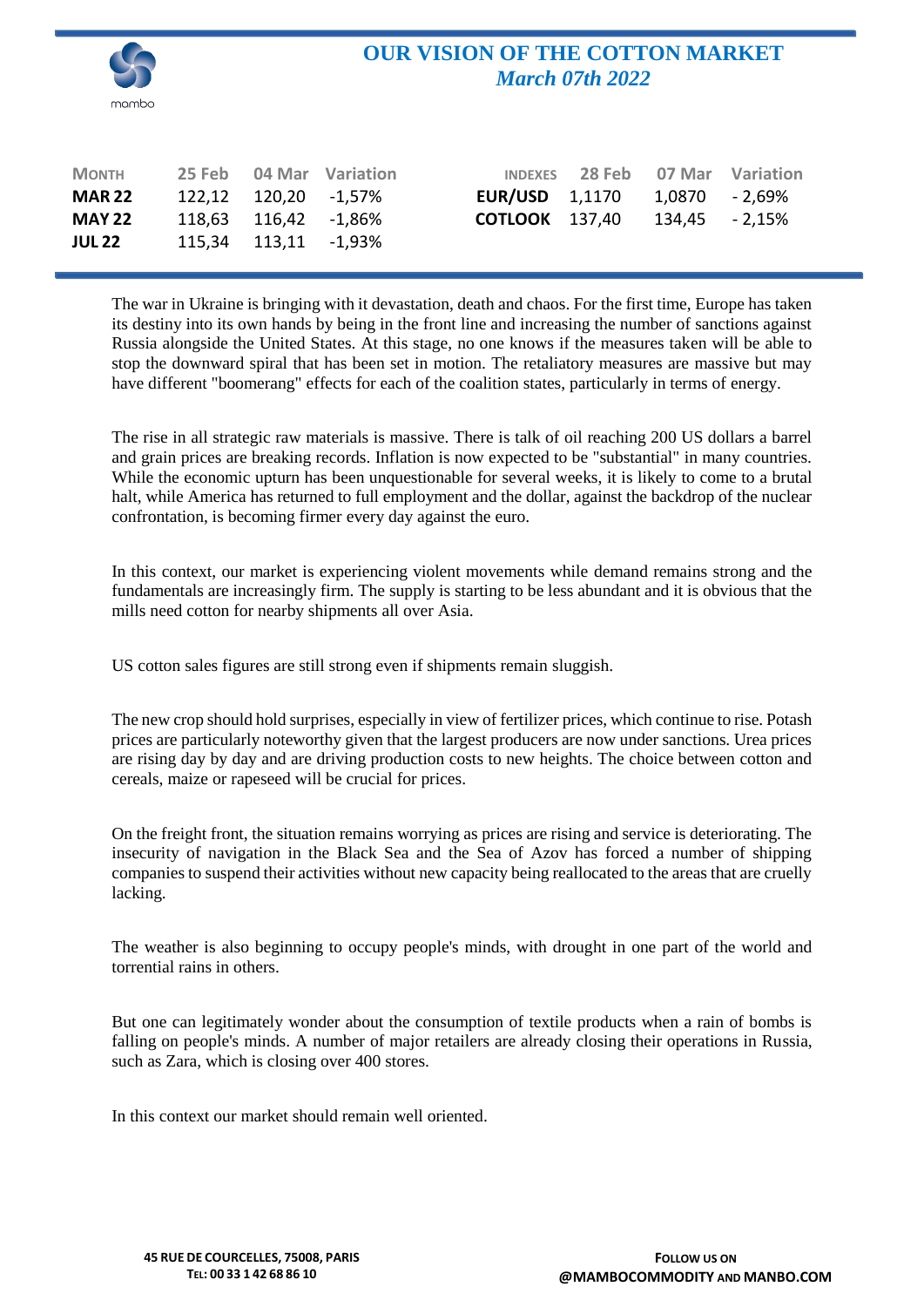# OUR VISION OF THE COTTON MARKET

*March 07th 2022*

| MONTH | 25 Feb | 04 Mar | Variation |
|---|---|---|---|
| **MAR 22** | 122,12 | 120,20 | -1,57% |
| **MAY 22** | 118,63 | 116,42 | -1,86% |
| **JUL 22** | 115,34 | 113,11 | -1,93% |

| INDEXES | 28 Feb | 07 Mar | Variation |
|---|---|---|---|
| **EUR/USD** | 1,1170 | 1,0870 | - 2,69% |
| **COTLOOK** | 137,40 | 134,45 | - 2,15% |

The war in Ukraine is bringing with it devastation, death and chaos. For the first time, Europe has taken its destiny into its own hands by being in the front line and increasing the number of sanctions against Russia alongside the United States. At this stage, no one knows if the measures taken will be able to stop the downward spiral that has been set in motion. The retaliatory measures are massive but may have different "boomerang" effects for each of the coalition states, particularly in terms of energy.

The rise in all strategic raw materials is massive. There is talk of oil reaching 200 US dollars a barrel and grain prices are breaking records. Inflation is now expected to be "substantial" in many countries. While the economic upturn has been unquestionable for several weeks, it is likely to come to a brutal halt, while America has returned to full employment and the dollar, against the backdrop of the nuclear confrontation, is becoming firmer every day against the euro.

In this context, our market is experiencing violent movements while demand remains strong and the fundamentals are increasingly firm. The supply is starting to be less abundant and it is obvious that the mills need cotton for nearby shipments all over Asia.

US cotton sales figures are still strong even if shipments remain sluggish.

The new crop should hold surprises, especially in view of fertilizer prices, which continue to rise. Potash prices are particularly noteworthy given that the largest producers are now under sanctions. Urea prices are rising day by day and are driving production costs to new heights. The choice between cotton and cereals, maize or rapeseed will be crucial for prices.

On the freight front, the situation remains worrying as prices are rising and service is deteriorating. The insecurity of navigation in the Black Sea and the Sea of Azov has forced a number of shipping companies to suspend their activities without new capacity being reallocated to the areas that are cruelly lacking.

The weather is also beginning to occupy people's minds, with drought in one part of the world and torrential rains in others.

But one can legitimately wonder about the consumption of textile products when a rain of bombs is falling on people's minds. A number of major retailers are already closing their operations in Russia, such as Zara, which is closing over 400 stores.

In this context our market should remain well oriented.

**45 RUE DE COURCELLES, 75008, PARIS**
**TEL: 00 33 1 42 68 86 10**

**FOLLOW US ON**
**@MAMBOCOMMODITY AND MANBO.COM**